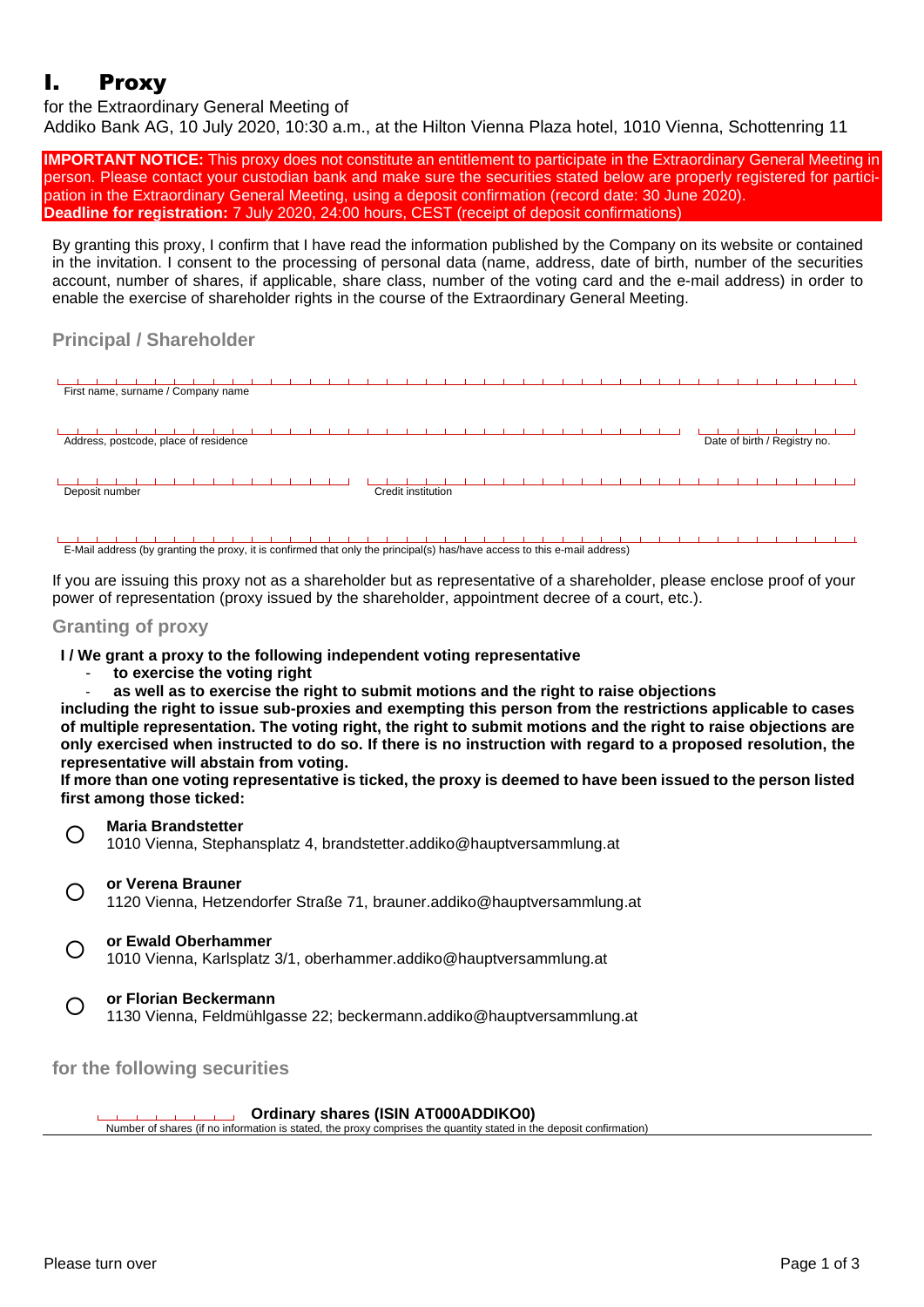# I. Proxy

for the Extraordinary General Meeting of
Addiko Bank AG, 10 July 2020, 10:30 a.m., at the Hilton Vienna Plaza hotel, 1010 Vienna, Schottenring 11

**IMPORTANT NOTICE:** This proxy does not constitute an entitlement to participate in the Extraordinary General Meeting in person. Please contact your custodian bank and make sure the securities stated below are properly registered for participation in the Extraordinary General Meeting, using a deposit confirmation (record date: 30 June 2020).
**Deadline for registration:** 7 July 2020, 24:00 hours, CEST (receipt of deposit confirmations)

By granting this proxy, I confirm that I have read the information published by the Company on its website or contained in the invitation. I consent to the processing of personal data (name, address, date of birth, number of the securities account, number of shares, if applicable, share class, number of the voting card and the e-mail address) in order to enable the exercise of shareholder rights in the course of the Extraordinary General Meeting.

## Principal / Shareholder

First name, surname / Company name

Address, postcode, place of residence

Date of birth / Registry no.

Deposit number

Credit institution

E-Mail address (by granting the proxy, it is confirmed that only the principal(s) has/have access to this e-mail address)

If you are issuing this proxy not as a shareholder but as representative of a shareholder, please enclose proof of your power of representation (proxy issued by the shareholder, appointment decree of a court, etc.).

## Granting of proxy

**I / We grant a proxy to the following independent voting representative**

- **to exercise the voting right**
- **as well as to exercise the right to submit motions and the right to raise objections**

**including the right to issue sub-proxies and exempting this person from the restrictions applicable to cases of multiple representation. The voting right, the right to submit motions and the right to raise objections are only exercised when instructed to do so. If there is no instruction with regard to a proposed resolution, the representative will abstain from voting.**
**If more than one voting representative is ticked, the proxy is deemed to have been issued to the person listed first among those ticked:**

○ **Maria Brandstetter**
1010 Vienna, Stephansplatz 4, brandstetter.addiko@hauptversammlung.at

○ **or Verena Brauner**
1120 Vienna, Hetzendorfer Straße 71, brauner.addiko@hauptversammlung.at

○ **or Ewald Oberhammer**
1010 Vienna, Karlsplatz 3/1, oberhammer.addiko@hauptversammlung.at

○ **or Florian Beckermann**
1130 Vienna, Feldmühlgasse 22; beckermann.addiko@hauptversammlung.at

## for the following securities

**Ordinary shares (ISIN AT000ADDIKO0)**
Number of shares (if no information is stated, the proxy comprises the quantity stated in the deposit confirmation)

Please turn over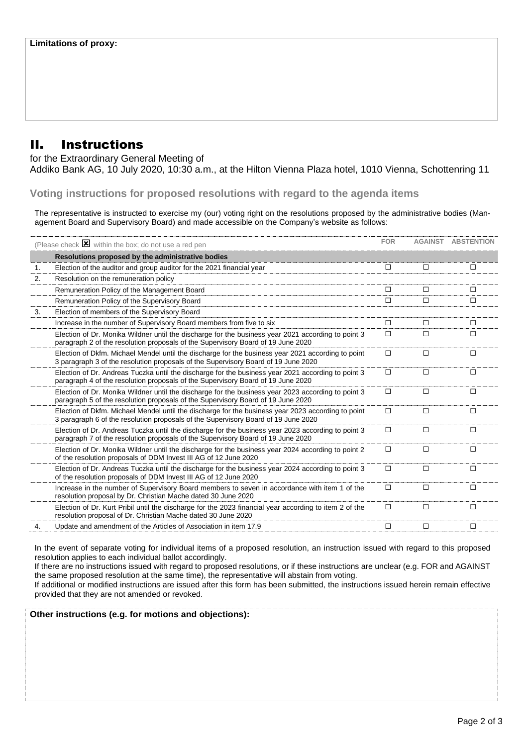**Limitations of proxy:**

## II. Instructions

for the Extraordinary General Meeting of
Addiko Bank AG, 10 July 2020, 10:30 a.m., at the Hilton Vienna Plaza hotel, 1010 Vienna, Schottenring 11

### Voting instructions for proposed resolutions with regard to the agenda items

The representative is instructed to exercise my (our) voting right on the resolutions proposed by the administrative bodies (Management Board and Supervisory Board) and made accessible on the Company's website as follows:

| | (Please check ☒ within the box; do not use a red pen | FOR | AGAINST | ABSTENTION |
|---|---|---|---|---|
| | **Resolutions proposed by the administrative bodies** | | | |
| 1. | Election of the auditor and group auditor for the 2021 financial year | ☐ | ☐ | ☐ |
| 2. | Resolution on the remuneration policy | | | |
| | Remuneration Policy of the Management Board | ☐ | ☐ | ☐ |
| | Remuneration Policy of the Supervisory Board | ☐ | ☐ | ☐ |
| 3. | Election of members of the Supervisory Board | | | |
| | Increase in the number of Supervisory Board members from five to six | ☐ | ☐ | ☐ |
| | Election of Dr. Monika Wildner until the discharge for the business year 2021 according to point 3 paragraph 2 of the resolution proposals of the Supervisory Board of 19 June 2020 | ☐ | ☐ | ☐ |
| | Election of Dkfm. Michael Mendel until the discharge for the business year 2021 according to point 3 paragraph 3 of the resolution proposals of the Supervisory Board of 19 June 2020 | ☐ | ☐ | ☐ |
| | Election of Dr. Andreas Tuczka until the discharge for the business year 2021 according to point 3 paragraph 4 of the resolution proposals of the Supervisory Board of 19 June 2020 | ☐ | ☐ | ☐ |
| | Election of Dr. Monika Wildner until the discharge for the business year 2023 according to point 3 paragraph 5 of the resolution proposals of the Supervisory Board of 19 June 2020 | ☐ | ☐ | ☐ |
| | Election of Dkfm. Michael Mendel until the discharge for the business year 2023 according to point 3 paragraph 6 of the resolution proposals of the Supervisory Board of 19 June 2020 | ☐ | ☐ | ☐ |
| | Election of Dr. Andreas Tuczka until the discharge for the business year 2023 according to point 3 paragraph 7 of the resolution proposals of the Supervisory Board of 19 June 2020 | ☐ | ☐ | ☐ |
| | Election of Dr. Monika Wildner until the discharge for the business year 2024 according to point 2 of the resolution proposals of DDM Invest III AG of 12 June 2020 | ☐ | ☐ | ☐ |
| | Election of Dr. Andreas Tuczka until the discharge for the business year 2024 according to point 3 of the resolution proposals of DDM Invest III AG of 12 June 2020 | ☐ | ☐ | ☐ |
| | Increase in the number of Supervisory Board members to seven in accordance with item 1 of the resolution proposal by Dr. Christian Mache dated 30 June 2020 | ☐ | ☐ | ☐ |
| | Election of Dr. Kurt Pribil until the discharge for the 2023 financial year according to item 2 of the resolution proposal of Dr. Christian Mache dated 30 June 2020 | ☐ | ☐ | ☐ |
| 4. | Update and amendment of the Articles of Association in item 17.9 | ☐ | ☐ | ☐ |

In the event of separate voting for individual items of a proposed resolution, an instruction issued with regard to this proposed resolution applies to each individual ballot accordingly.
If there are no instructions issued with regard to proposed resolutions, or if these instructions are unclear (e.g. FOR and AGAINST the same proposed resolution at the same time), the representative will abstain from voting.
If additional or modified instructions are issued after this form has been submitted, the instructions issued herein remain effective provided that they are not amended or revoked.

**Other instructions (e.g. for motions and objections):**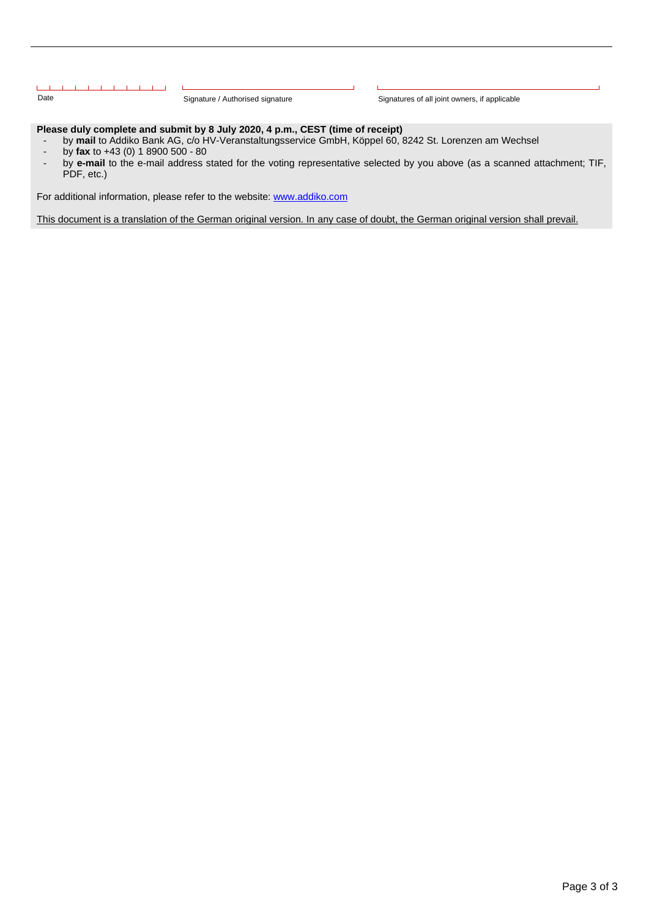Date | Signature / Authorised signature | Signatures of all joint owners, if applicable

**Please duly complete and submit by 8 July 2020, 4 p.m., CEST (time of receipt)**

- by **mail** to Addiko Bank AG, c/o HV-Veranstaltungsservice GmbH, Köppel 60, 8242 St. Lorenzen am Wechsel
- by **fax** to +43 (0) 1 8900 500 - 80
- by **e-mail** to the e-mail address stated for the voting representative selected by you above (as a scanned attachment; TIF, PDF, etc.)

For additional information, please refer to the website: www.addiko.com

This document is a translation of the German original version. In any case of doubt, the German original version shall prevail.